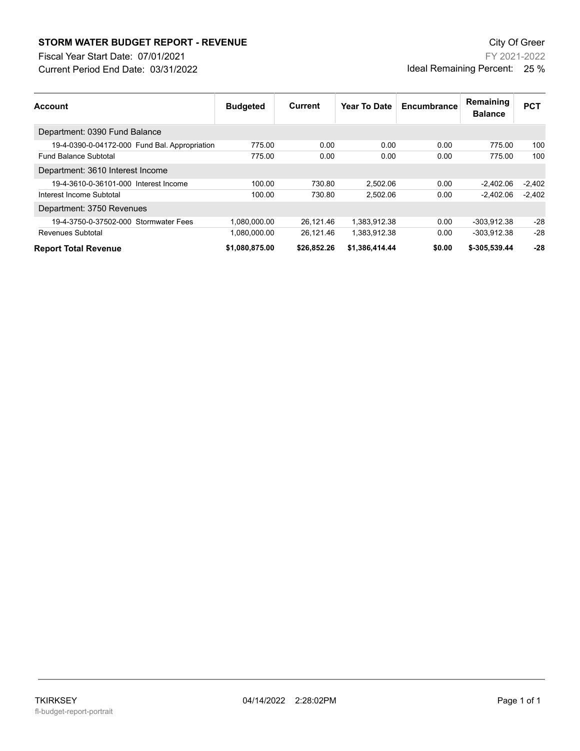# STORM WATER BUDGET REPORT - REVENUE

City Of Greer

Fiscal Year Start Date: 07/01/2021

FY 2021-2022

Current Period End Date: 03/31/2022

Ideal Remaining Percent: 25 %

| Account | Budgeted | Current | Year To Date | Encumbrance | Remaining Balance | PCT |
|---|---|---|---|---|---|---|
| Department: 0390 Fund Balance | | | | | | |
| 19-4-0390-0-04172-000 Fund Bal. Appropriation | 775.00 | 0.00 | 0.00 | 0.00 | 775.00 | 100 |
| Fund Balance Subtotal | 775.00 | 0.00 | 0.00 | 0.00 | 775.00 | 100 |
| Department: 3610 Interest Income | | | | | | |
| 19-4-3610-0-36101-000 Interest Income | 100.00 | 730.80 | 2,502.06 | 0.00 | -2,402.06 | -2,402 |
| Interest Income Subtotal | 100.00 | 730.80 | 2,502.06 | 0.00 | -2,402.06 | -2,402 |
| Department: 3750 Revenues | | | | | | |
| 19-4-3750-0-37502-000 Stormwater Fees | 1,080,000.00 | 26,121.46 | 1,383,912.38 | 0.00 | -303,912.38 | -28 |
| Revenues Subtotal | 1,080,000.00 | 26,121.46 | 1,383,912.38 | 0.00 | -303,912.38 | -28 |
| **Report Total Revenue** | **$1,080,875.00** | **$26,852.26** | **$1,386,414.44** | **$0.00** | **$-305,539.44** | **-28** |

TKIRKSEY 04/14/2022 2:28:02PM

fl-budget-report-portrait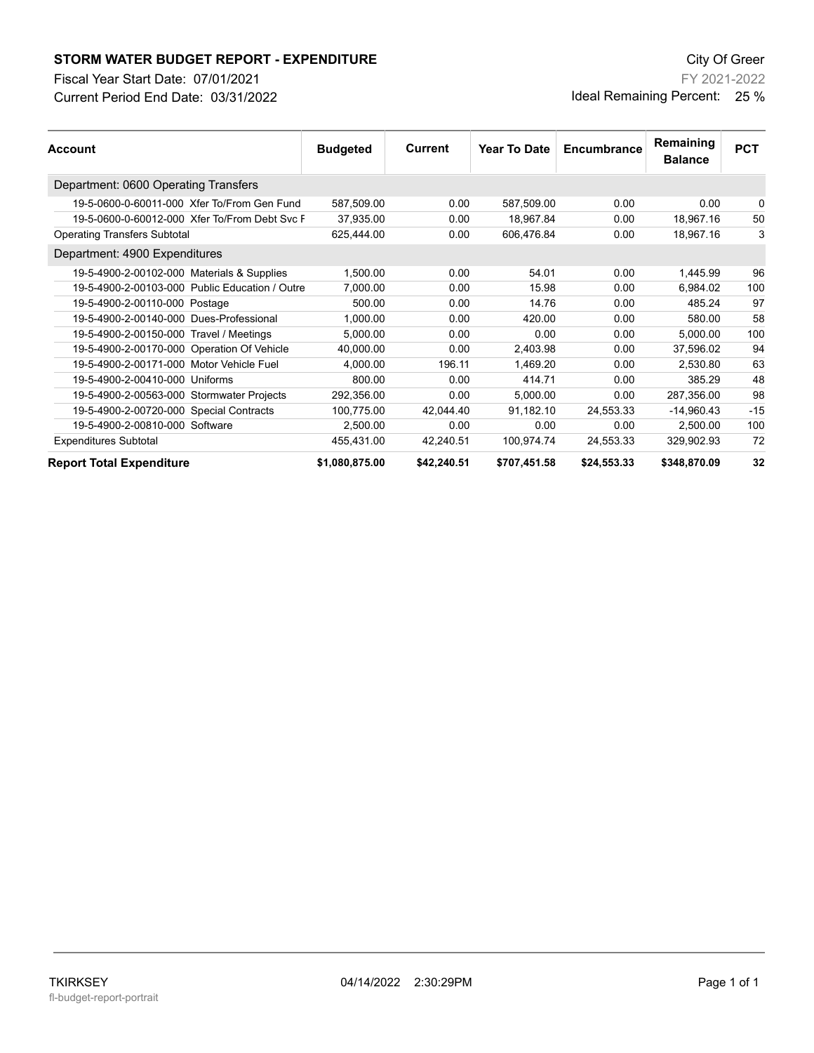# STORM WATER BUDGET REPORT - EXPENDITURE

City Of Greer

Fiscal Year Start Date: 07/01/2021

FY 2021-2022

Current Period End Date: 03/31/2022

Ideal Remaining Percent: 25 %

| Account | Budgeted | Current | Year To Date | Encumbrance | Remaining Balance | PCT |
|---|---|---|---|---|---|---|
| Department: 0600 Operating Transfers | | | | | | |
| 19-5-0600-0-60011-000 Xfer To/From Gen Fund | 587,509.00 | 0.00 | 587,509.00 | 0.00 | 0.00 | 0 |
| 19-5-0600-0-60012-000 Xfer To/From Debt Svc F | 37,935.00 | 0.00 | 18,967.84 | 0.00 | 18,967.16 | 50 |
| Operating Transfers Subtotal | 625,444.00 | 0.00 | 606,476.84 | 0.00 | 18,967.16 | 3 |
| Department: 4900 Expenditures | | | | | | |
| 19-5-4900-2-00102-000 Materials & Supplies | 1,500.00 | 0.00 | 54.01 | 0.00 | 1,445.99 | 96 |
| 19-5-4900-2-00103-000 Public Education / Outre | 7,000.00 | 0.00 | 15.98 | 0.00 | 6,984.02 | 100 |
| 19-5-4900-2-00110-000 Postage | 500.00 | 0.00 | 14.76 | 0.00 | 485.24 | 97 |
| 19-5-4900-2-00140-000 Dues-Professional | 1,000.00 | 0.00 | 420.00 | 0.00 | 580.00 | 58 |
| 19-5-4900-2-00150-000 Travel / Meetings | 5,000.00 | 0.00 | 0.00 | 0.00 | 5,000.00 | 100 |
| 19-5-4900-2-00170-000 Operation Of Vehicle | 40,000.00 | 0.00 | 2,403.98 | 0.00 | 37,596.02 | 94 |
| 19-5-4900-2-00171-000 Motor Vehicle Fuel | 4,000.00 | 196.11 | 1,469.20 | 0.00 | 2,530.80 | 63 |
| 19-5-4900-2-00410-000 Uniforms | 800.00 | 0.00 | 414.71 | 0.00 | 385.29 | 48 |
| 19-5-4900-2-00563-000 Stormwater Projects | 292,356.00 | 0.00 | 5,000.00 | 0.00 | 287,356.00 | 98 |
| 19-5-4900-2-00720-000 Special Contracts | 100,775.00 | 42,044.40 | 91,182.10 | 24,553.33 | -14,960.43 | -15 |
| 19-5-4900-2-00810-000 Software | 2,500.00 | 0.00 | 0.00 | 0.00 | 2,500.00 | 100 |
| Expenditures Subtotal | 455,431.00 | 42,240.51 | 100,974.74 | 24,553.33 | 329,902.93 | 72 |
| **Report Total Expenditure** | **$1,080,875.00** | **$42,240.51** | **$707,451.58** | **$24,553.33** | **$348,870.09** | **32** |

TKIRKSEY

fl-budget-report-portrait

04/14/2022 2:30:29PM